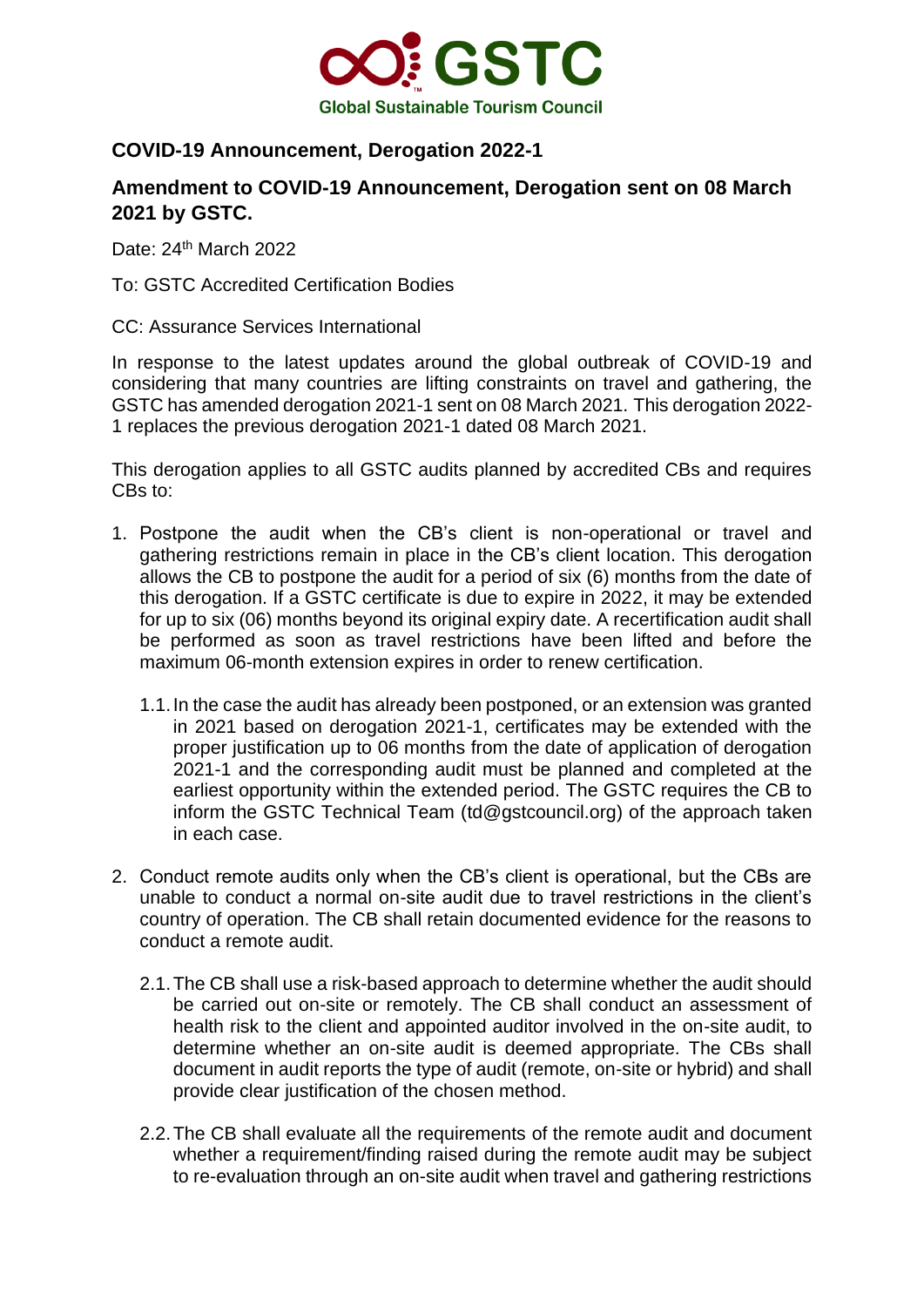GSTC

Global Sustainable Tourism Council

## COVID-19 Announcement, Derogation 2022-1

## Amendment to COVID-19 Announcement, Derogation sent on 08 March 2021 by GSTC.

Date: 24th March 2022

To: GSTC Accredited Certification Bodies

CC: Assurance Services International

In response to the latest updates around the global outbreak of COVID-19 and considering that many countries are lifting constraints on travel and gathering, the GSTC has amended derogation 2021-1 sent on 08 March 2021. This derogation 2022-1 replaces the previous derogation 2021-1 dated 08 March 2021.

This derogation applies to all GSTC audits planned by accredited CBs and requires CBs to:

1. Postpone the audit when the CB's client is non-operational or travel and gathering restrictions remain in place in the CB's client location. This derogation allows the CB to postpone the audit for a period of six (6) months from the date of this derogation. If a GSTC certificate is due to expire in 2022, it may be extended for up to six (06) months beyond its original expiry date. A recertification audit shall be performed as soon as travel restrictions have been lifted and before the maximum 06-month extension expires in order to renew certification.

   1.1. In the case the audit has already been postponed, or an extension was granted in 2021 based on derogation 2021-1, certificates may be extended with the proper justification up to 06 months from the date of application of derogation 2021-1 and the corresponding audit must be planned and completed at the earliest opportunity within the extended period. The GSTC requires the CB to inform the GSTC Technical Team (td@gstcouncil.org) of the approach taken in each case.

2. Conduct remote audits only when the CB's client is operational, but the CBs are unable to conduct a normal on-site audit due to travel restrictions in the client's country of operation. The CB shall retain documented evidence for the reasons to conduct a remote audit.

   2.1. The CB shall use a risk-based approach to determine whether the audit should be carried out on-site or remotely. The CB shall conduct an assessment of health risk to the client and appointed auditor involved in the on-site audit, to determine whether an on-site audit is deemed appropriate. The CBs shall document in audit reports the type of audit (remote, on-site or hybrid) and shall provide clear justification of the chosen method.

   2.2. The CB shall evaluate all the requirements of the remote audit and document whether a requirement/finding raised during the remote audit may be subject to re-evaluation through an on-site audit when travel and gathering restrictions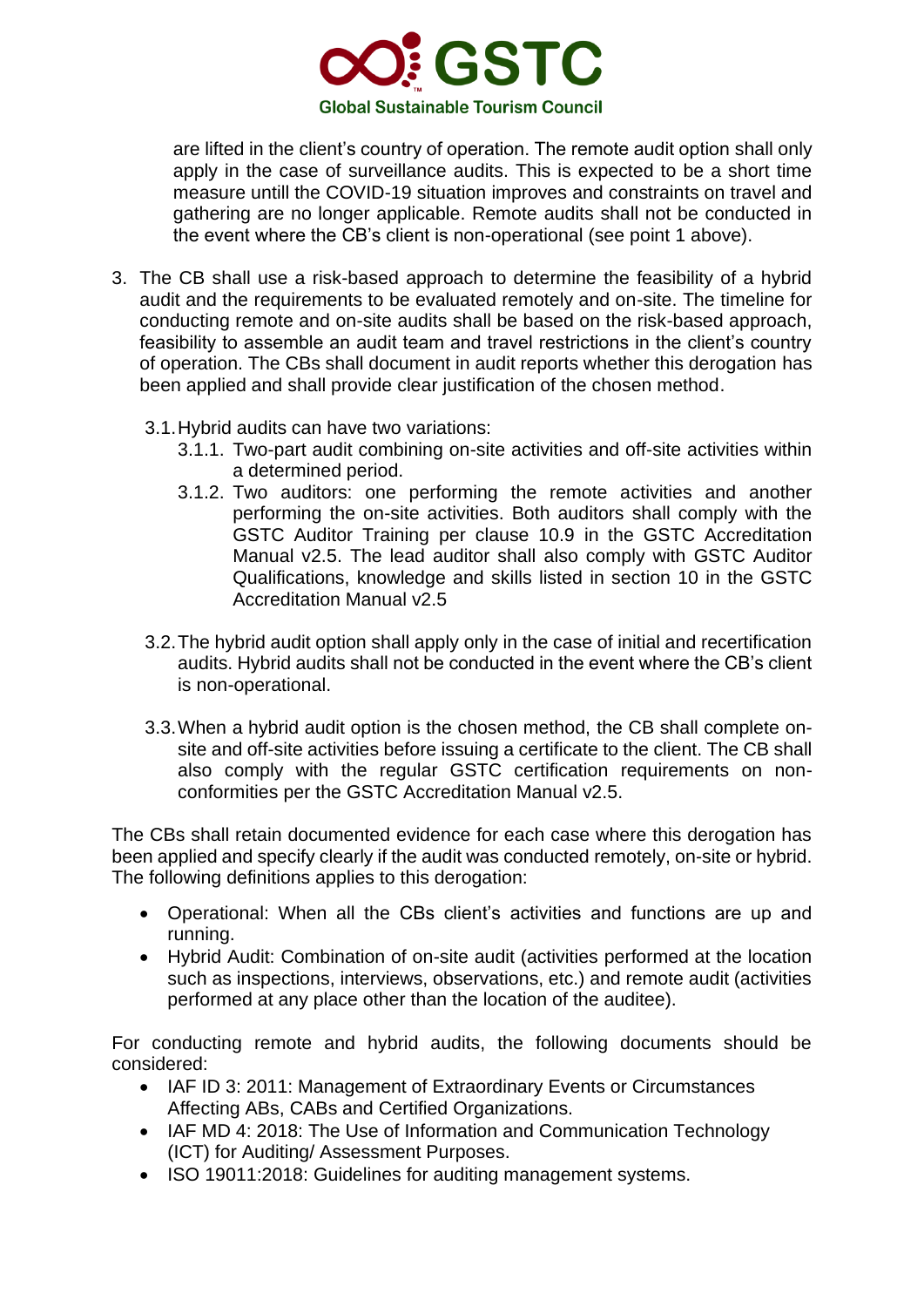are lifted in the client's country of operation. The remote audit option shall only apply in the case of surveillance audits. This is expected to be a short time measure untill the COVID-19 situation improves and constraints on travel and gathering are no longer applicable. Remote audits shall not be conducted in the event where the CB's client is non-operational (see point 1 above).

3. The CB shall use a risk-based approach to determine the feasibility of a hybrid audit and the requirements to be evaluated remotely and on-site. The timeline for conducting remote and on-site audits shall be based on the risk-based approach, feasibility to assemble an audit team and travel restrictions in the client's country of operation. The CBs shall document in audit reports whether this derogation has been applied and shall provide clear justification of the chosen method.

   3.1. Hybrid audits can have two variations:
      3.1.1. Two-part audit combining on-site activities and off-site activities within a determined period.
      3.1.2. Two auditors: one performing the remote activities and another performing the on-site activities. Both auditors shall comply with the GSTC Auditor Training per clause 10.9 in the GSTC Accreditation Manual v2.5. The lead auditor shall also comply with GSTC Auditor Qualifications, knowledge and skills listed in section 10 in the GSTC Accreditation Manual v2.5

   3.2. The hybrid audit option shall apply only in the case of initial and recertification audits. Hybrid audits shall not be conducted in the event where the CB's client is non-operational.

   3.3. When a hybrid audit option is the chosen method, the CB shall complete on-site and off-site activities before issuing a certificate to the client. The CB shall also comply with the regular GSTC certification requirements on non-conformities per the GSTC Accreditation Manual v2.5.

The CBs shall retain documented evidence for each case where this derogation has been applied and specify clearly if the audit was conducted remotely, on-site or hybrid. The following definitions applies to this derogation:

- Operational: When all the CBs client's activities and functions are up and running.
- Hybrid Audit: Combination of on-site audit (activities performed at the location such as inspections, interviews, observations, etc.) and remote audit (activities performed at any place other than the location of the auditee).

For conducting remote and hybrid audits, the following documents should be considered:

- IAF ID 3: 2011: Management of Extraordinary Events or Circumstances Affecting ABs, CABs and Certified Organizations.
- IAF MD 4: 2018: The Use of Information and Communication Technology (ICT) for Auditing/ Assessment Purposes.
- ISO 19011:2018: Guidelines for auditing management systems.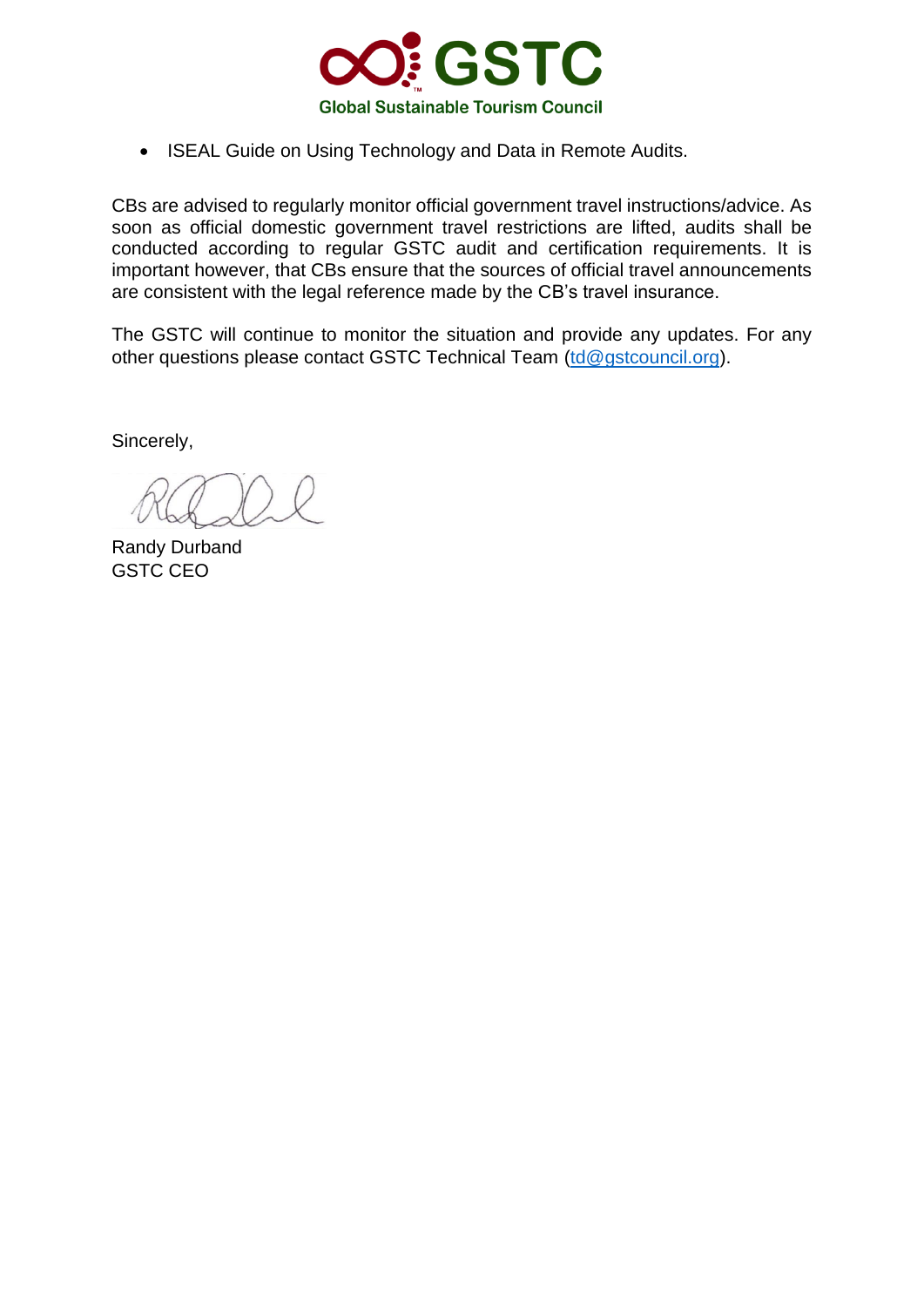- ISEAL Guide on Using Technology and Data in Remote Audits.

CBs are advised to regularly monitor official government travel instructions/advice. As soon as official domestic government travel restrictions are lifted, audits shall be conducted according to regular GSTC audit and certification requirements. It is important however, that CBs ensure that the sources of official travel announcements are consistent with the legal reference made by the CB's travel insurance.

The GSTC will continue to monitor the situation and provide any updates. For any other questions please contact GSTC Technical Team (td@gstcouncil.org).

Sincerely,

Randy Durband
GSTC CEO